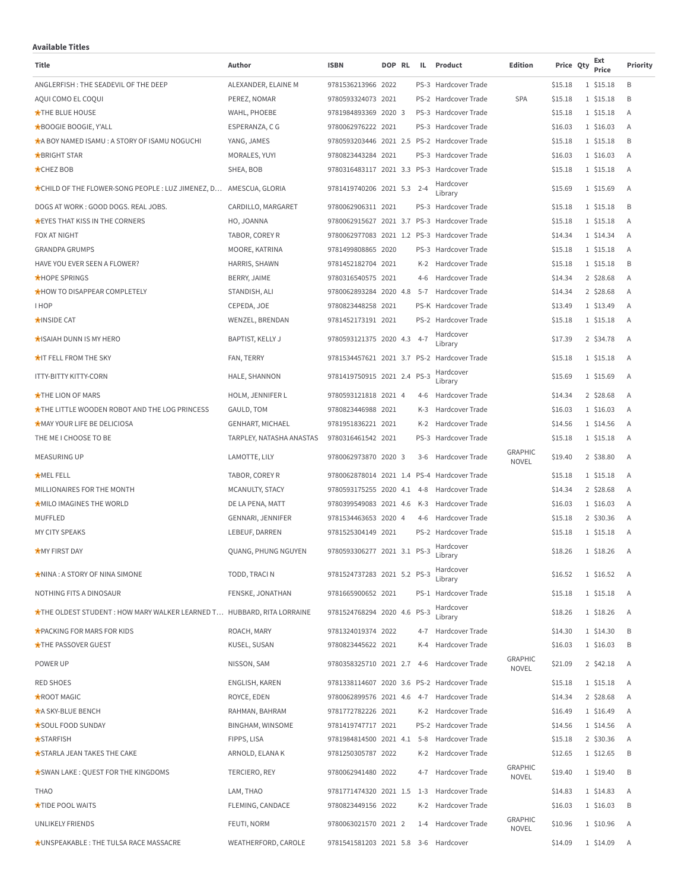**Available Titles**

| Title | Author | ISBN | DOP | RL | IL | Product | Edition | Price | Qty | Ext Price | Priority |
|---|---|---|---|---|---|---|---|---|---|---|---|
| ANGLERFISH : THE SEADEVIL OF THE DEEP | ALEXANDER, ELAINE M | 9781536213966 | 2022 | | PS-3 | Hardcover Trade | | $15.18 | 1 | $15.18 | B |
| AQUI COMO EL COQUI | PEREZ, NOMAR | 9780593324073 | 2021 | | PS-2 | Hardcover Trade | SPA | $15.18 | 1 | $15.18 | B |
| ★THE BLUE HOUSE | WAHL, PHOEBE | 9781984893369 | 2020 | 3 | PS-3 | Hardcover Trade | | $15.18 | 1 | $15.18 | A |
| ★BOOGIE BOOGIE, Y'ALL | ESPERANZA, C G | 9780062976222 | 2021 | | PS-3 | Hardcover Trade | | $16.03 | 1 | $16.03 | A |
| ★A BOY NAMED ISAMU : A STORY OF ISAMU NOGUCHI | YANG, JAMES | 9780593203446 | 2021 | 2.5 | PS-2 | Hardcover Trade | | $15.18 | 1 | $15.18 | B |
| ★BRIGHT STAR | MORALES, YUYI | 9780823443284 | 2021 | | PS-3 | Hardcover Trade | | $16.03 | 1 | $16.03 | A |
| ★CHEZ BOB | SHEA, BOB | 9780316483117 | 2021 | 3.3 | PS-3 | Hardcover Trade | | $15.18 | 1 | $15.18 | A |
| ★CHILD OF THE FLOWER-SONG PEOPLE : LUZ JIMENEZ, D... | AMESCUA, GLORIA | 9781419740206 | 2021 | 5.3 | 2-4 | Hardcover Library | | $15.69 | 1 | $15.69 | A |
| DOGS AT WORK : GOOD DOGS. REAL JOBS. | CARDILLO, MARGARET | 9780062906311 | 2021 | | PS-3 | Hardcover Trade | | $15.18 | 1 | $15.18 | B |
| ★EYES THAT KISS IN THE CORNERS | HO, JOANNA | 9780062915627 | 2021 | 3.7 | PS-3 | Hardcover Trade | | $15.18 | 1 | $15.18 | A |
| FOX AT NIGHT | TABOR, COREY R | 9780062977083 | 2021 | 1.2 | PS-3 | Hardcover Trade | | $14.34 | 1 | $14.34 | A |
| GRANDPA GRUMPS | MOORE, KATRINA | 9781499808865 | 2020 | | PS-3 | Hardcover Trade | | $15.18 | 1 | $15.18 | A |
| HAVE YOU EVER SEEN A FLOWER? | HARRIS, SHAWN | 9781452182704 | 2021 | | K-2 | Hardcover Trade | | $15.18 | 1 | $15.18 | B |
| ★HOPE SPRINGS | BERRY, JAIME | 9780316540575 | 2021 | | 4-6 | Hardcover Trade | | $14.34 | 2 | $28.68 | A |
| ★HOW TO DISAPPEAR COMPLETELY | STANDISH, ALI | 9780062893284 | 2020 | 4.8 | 5-7 | Hardcover Trade | | $14.34 | 2 | $28.68 | A |
| I HOP | CEPEDA, JOE | 9780823448258 | 2021 | | PS-K | Hardcover Trade | | $13.49 | 1 | $13.49 | A |
| ★INSIDE CAT | WENZEL, BRENDAN | 9781452173191 | 2021 | | PS-2 | Hardcover Trade | | $15.18 | 1 | $15.18 | A |
| ★ISAIAH DUNN IS MY HERO | BAPTIST, KELLY J | 9780593121375 | 2020 | 4.3 | 4-7 | Hardcover Library | | $17.39 | 2 | $34.78 | A |
| ★IT FELL FROM THE SKY | FAN, TERRY | 9781534457621 | 2021 | 3.7 | PS-2 | Hardcover Trade | | $15.18 | 1 | $15.18 | A |
| ITTY-BITTY KITTY-CORN | HALE, SHANNON | 9781419750915 | 2021 | 2.4 | PS-3 | Hardcover Library | | $15.69 | 1 | $15.69 | A |
| ★THE LION OF MARS | HOLM, JENNIFER L | 9780593121818 | 2021 | 4 | 4-6 | Hardcover Trade | | $14.34 | 2 | $28.68 | A |
| ★THE LITTLE WOODEN ROBOT AND THE LOG PRINCESS | GAULD, TOM | 9780823446988 | 2021 | | K-3 | Hardcover Trade | | $16.03 | 1 | $16.03 | A |
| ★MAY YOUR LIFE BE DELICIOSA | GENHART, MICHAEL | 9781951836221 | 2021 | | K-2 | Hardcover Trade | | $14.56 | 1 | $14.56 | A |
| THE ME I CHOOSE TO BE | TARPLEY, NATASHA ANASTAS | 9780316461542 | 2021 | | PS-3 | Hardcover Trade | | $15.18 | 1 | $15.18 | A |
| MEASURING UP | LAMOTTE, LILY | 9780062973870 | 2020 | 3 | 3-6 | Hardcover Trade | GRAPHIC NOVEL | $19.40 | 2 | $38.80 | A |
| ★MEL FELL | TABOR, COREY R | 9780062878014 | 2021 | 1.4 | PS-4 | Hardcover Trade | | $15.18 | 1 | $15.18 | A |
| MILLIONAIRES FOR THE MONTH | MCANULTY, STACY | 9780593175255 | 2020 | 4.1 | 4-8 | Hardcover Trade | | $14.34 | 2 | $28.68 | A |
| ★MILO IMAGINES THE WORLD | DE LA PENA, MATT | 9780399549083 | 2021 | 4.6 | K-3 | Hardcover Trade | | $16.03 | 1 | $16.03 | A |
| MUFFLED | GENNARI, JENNIFER | 9781534463653 | 2020 | 4 | 4-6 | Hardcover Trade | | $15.18 | 2 | $30.36 | A |
| MY CITY SPEAKS | LEBEUF, DARREN | 9781525304149 | 2021 | | PS-2 | Hardcover Trade | | $15.18 | 1 | $15.18 | A |
| ★MY FIRST DAY | QUANG, PHUNG NGUYEN | 9780593306277 | 2021 | 3.1 | PS-3 | Hardcover Library | | $18.26 | 1 | $18.26 | A |
| ★NINA : A STORY OF NINA SIMONE | TODD, TRACI N | 9781524737283 | 2021 | 5.2 | PS-3 | Hardcover Library | | $16.52 | 1 | $16.52 | A |
| NOTHING FITS A DINOSAUR | FENSKE, JONATHAN | 9781665900652 | 2021 | | PS-1 | Hardcover Trade | | $15.18 | 1 | $15.18 | A |
| ★THE OLDEST STUDENT : HOW MARY WALKER LEARNED T... | HUBBARD, RITA LORRAINE | 9781524768294 | 2020 | 4.6 | PS-3 | Hardcover Library | | $18.26 | 1 | $18.26 | A |
| ★PACKING FOR MARS FOR KIDS | ROACH, MARY | 9781324019374 | 2022 | | 4-7 | Hardcover Trade | | $14.30 | 1 | $14.30 | B |
| ★THE PASSOVER GUEST | KUSEL, SUSAN | 9780823445622 | 2021 | | K-4 | Hardcover Trade | | $16.03 | 1 | $16.03 | B |
| POWER UP | NISSON, SAM | 9780358325710 | 2021 | 2.7 | 4-6 | Hardcover Trade | GRAPHIC NOVEL | $21.09 | 2 | $42.18 | A |
| RED SHOES | ENGLISH, KAREN | 9781338114607 | 2020 | 3.6 | PS-2 | Hardcover Trade | | $15.18 | 1 | $15.18 | A |
| ★ROOT MAGIC | ROYCE, EDEN | 9780062899576 | 2021 | 4.6 | 4-7 | Hardcover Trade | | $14.34 | 2 | $28.68 | A |
| ★A SKY-BLUE BENCH | RAHMAN, BAHRAM | 9781772782226 | 2021 | | K-2 | Hardcover Trade | | $16.49 | 1 | $16.49 | A |
| ★SOUL FOOD SUNDAY | BINGHAM, WINSOME | 9781419747717 | 2021 | | PS-2 | Hardcover Trade | | $14.56 | 1 | $14.56 | A |
| ★STARFISH | FIPPS, LISA | 9781984814500 | 2021 | 4.1 | 5-8 | Hardcover Trade | | $15.18 | 2 | $30.36 | A |
| ★STARLA JEAN TAKES THE CAKE | ARNOLD, ELANA K | 9781250305787 | 2022 | | K-2 | Hardcover Trade | | $12.65 | 1 | $12.65 | B |
| ★SWAN LAKE : QUEST FOR THE KINGDOMS | TERCIERO, REY | 9780062941480 | 2022 | | 4-7 | Hardcover Trade | GRAPHIC NOVEL | $19.40 | 1 | $19.40 | B |
| THAO | LAM, THAO | 9781771474320 | 2021 | 1.5 | 1-3 | Hardcover Trade | | $14.83 | 1 | $14.83 | A |
| ★TIDE POOL WAITS | FLEMING, CANDACE | 9780823449156 | 2022 | | K-2 | Hardcover Trade | | $16.03 | 1 | $16.03 | B |
| UNLIKELY FRIENDS | FEUTI, NORM | 9780063021570 | 2021 | 2 | 1-4 | Hardcover Trade | GRAPHIC NOVEL | $10.96 | 1 | $10.96 | A |
| ★UNSPEAKABLE : THE TULSA RACE MASSACRE | WEATHERFORD, CAROLE | 9781541581203 | 2021 | 5.8 | 3-6 | Hardcover | | $14.09 | 1 | $14.09 | A |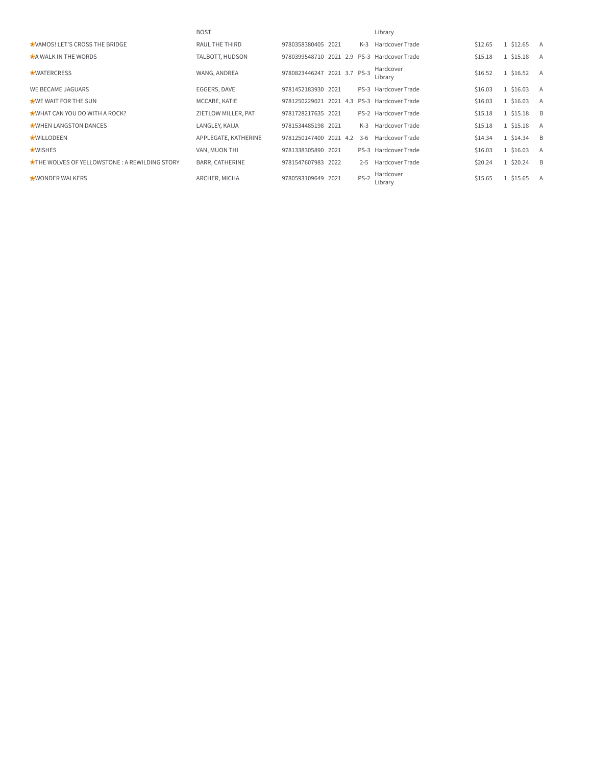| | | | | | | | | | | |
|---|---|---|---|---|---|---|---|---|---|---|
| | BOST | | | | | Library | | | | |
| ★VAMOS! LET'S CROSS THE BRIDGE | RAUL THE THIRD | 9780358380405 | 2021 | | K-3 | Hardcover Trade | $12.65 | 1 | $12.65 | A |
| ★A WALK IN THE WORDS | TALBOTT, HUDSON | 9780399548710 | 2021 | 2.9 | PS-3 | Hardcover Trade | $15.18 | 1 | $15.18 | A |
| ★WATERCRESS | WANG, ANDREA | 9780823446247 | 2021 | 3.7 | PS-3 | Hardcover Library | $16.52 | 1 | $16.52 | A |
| WE BECAME JAGUARS | EGGERS, DAVE | 9781452183930 | 2021 | | PS-3 | Hardcover Trade | $16.03 | 1 | $16.03 | A |
| ★WE WAIT FOR THE SUN | MCCABE, KATIE | 9781250229021 | 2021 | 4.3 | PS-3 | Hardcover Trade | $16.03 | 1 | $16.03 | A |
| ★WHAT CAN YOU DO WITH A ROCK? | ZIETLOW MILLER, PAT | 9781728217635 | 2021 | | PS-2 | Hardcover Trade | $15.18 | 1 | $15.18 | B |
| ★WHEN LANGSTON DANCES | LANGLEY, KAIJA | 9781534485198 | 2021 | | K-3 | Hardcover Trade | $15.18 | 1 | $15.18 | A |
| ★WILLODEEN | APPLEGATE, KATHERINE | 9781250147400 | 2021 | 4.2 | 3-6 | Hardcover Trade | $14.34 | 1 | $14.34 | B |
| ★WISHES | VAN, MUON THI | 9781338305890 | 2021 | | PS-3 | Hardcover Trade | $16.03 | 1 | $16.03 | A |
| ★THE WOLVES OF YELLOWSTONE : A REWILDING STORY | BARR, CATHERINE | 9781547607983 | 2022 | | 2-5 | Hardcover Trade | $20.24 | 1 | $20.24 | B |
| ★WONDER WALKERS | ARCHER, MICHA | 9780593109649 | 2021 | | PS-2 | Hardcover Library | $15.65 | 1 | $15.65 | A |